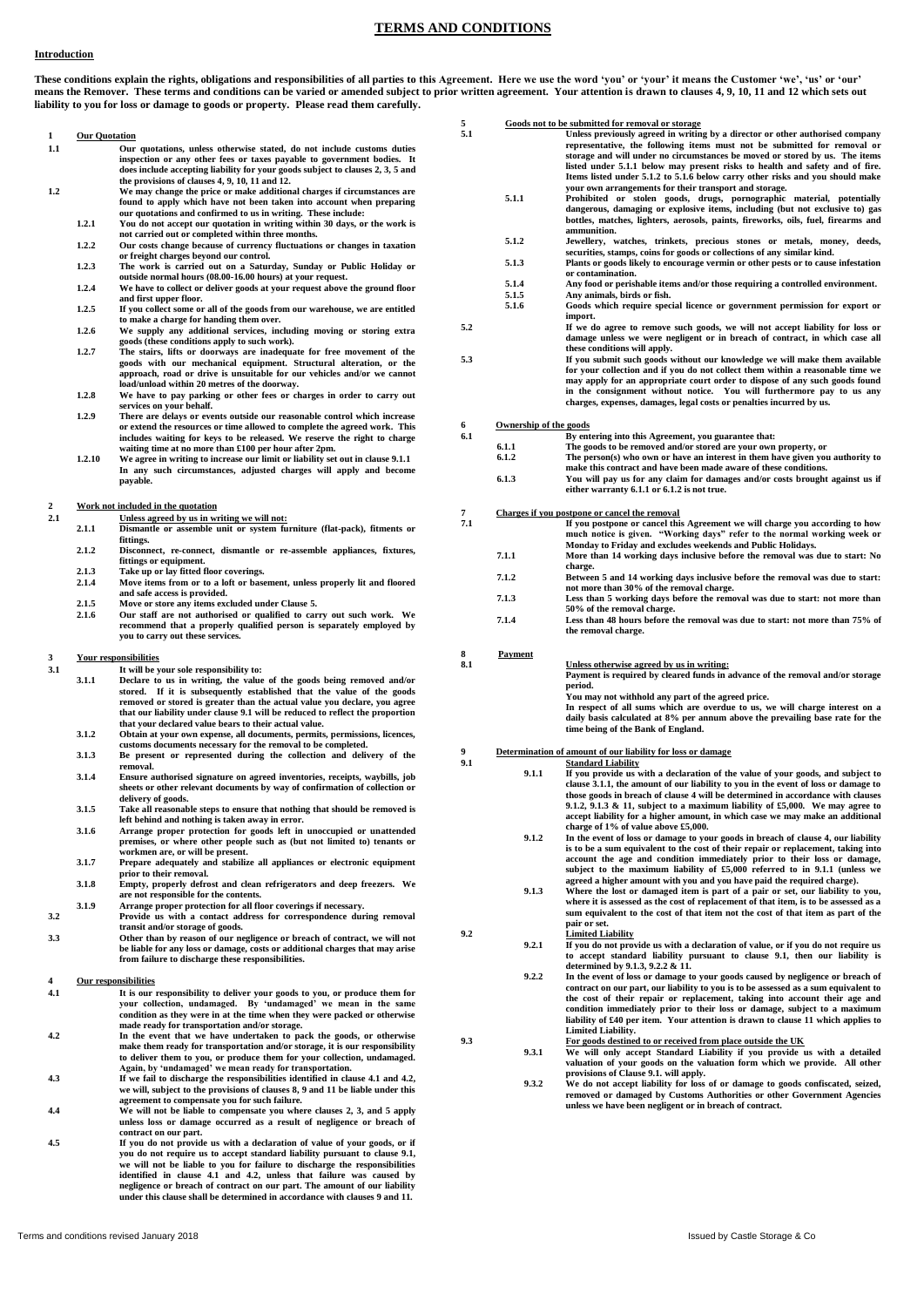# TERMS AND CONDITIONS

**Introduction**

**These conditions explain the rights, obligations and responsibilities of all parties to this Agreement. Here we use the word 'you' or 'your' it means the Customer 'we', 'us' or 'our' means the Remover. These terms and conditions can be varied or amended subject to prior written agreement. Your attention is drawn to clauses 4, 9, 10, 11 and 12 which sets out liability to you for loss or damage to goods or property. Please read them carefully.**

**1 Our Quotation**

**1.1** Our quotations, unless otherwise stated, do not include customs duties inspection or any other fees or taxes payable to government bodies. It does include accepting liability for your goods subject to clauses 2, 3, 5 and the provisions of clauses 4, 9, 10, 11 and 12.

**1.2** We may change the price or make additional charges if circumstances are found to apply which have not been taken into account when preparing our quotations and confirmed to us in writing. These include:

- **1.2.1** You do not accept our quotation in writing within 30 days, or the work is not carried out or completed within three months.
- **1.2.2** Our costs change because of currency fluctuations or changes in taxation or freight charges beyond our control.
- **1.2.3** The work is carried out on a Saturday, Sunday or Public Holiday or outside normal hours (08.00-16.00 hours) at your request.
- **1.2.4** We have to collect or deliver goods at your request above the ground floor and first upper floor.
- **1.2.5** If you collect some or all of the goods from our warehouse, we are entitled to make a charge for handing them over.
- **1.2.6** We supply any additional services, including moving or storing extra goods (these conditions apply to such work).
- **1.2.7** The stairs, lifts or doorways are inadequate for free movement of the goods with our mechanical equipment. Structural alteration, or the approach, road or drive is unsuitable for our vehicles and/or we cannot load/unload within 20 metres of the doorway.
- **1.2.8** We have to pay parking or other fees or charges in order to carry out services on your behalf.
- **1.2.9** There are delays or events outside our reasonable control which increase or extend the resources or time allowed to complete the agreed work. This includes waiting for keys to be released. We reserve the right to charge waiting time at no more than £100 per hour after 2pm.
- **1.2.10** We agree in writing to increase our limit or liability set out in clause 9.1.1 In any such circumstances, adjusted charges will apply and become payable.

**2 Work not included in the quotation**

**2.1** Unless agreed by us in writing we will not:

- **2.1.1** Dismantle or assemble unit or system furniture (flat-pack), fitments or fittings.
- **2.1.2** Disconnect, re-connect, dismantle or re-assemble appliances, fixtures, fittings or equipment.
- **2.1.3** Take up or lay fitted floor coverings.
- **2.1.4** Move items from or to a loft or basement, unless properly lit and floored and safe access is provided.
- **2.1.5** Move or store any items excluded under Clause 5.
- **2.1.6** Our staff are not authorised or qualified to carry out such work. We recommend that a properly qualified person is separately employed by you to carry out these services.

**3 Your responsibilities**

**3.1** It will be your sole responsibility to:

- **3.1.1** Declare to us in writing, the value of the goods being removed and/or stored. If it is subsequently established that the value of the goods removed or stored is greater than the actual value you declare, you agree that our liability under clause 9.1 will be reduced to reflect the proportion that your declared value bears to their actual value.
- **3.1.2** Obtain at your own expense, all documents, permits, permissions, licences, customs documents necessary for the removal to be completed.
- **3.1.3** Be present or represented during the collection and delivery of the removal.
- **3.1.4** Ensure authorised signature on agreed inventories, receipts, waybills, job sheets or other relevant documents by way of confirmation of collection or delivery of goods.
- **3.1.5** Take all reasonable steps to ensure that nothing that should be removed is left behind and nothing is taken away in error.
- **3.1.6** Arrange proper protection for goods left in unoccupied or unattended premises, or where other people such as (but not limited to) tenants or workmen are, or will be present.
- **3.1.7** Prepare adequately and stabilize all appliances or electronic equipment prior to their removal.
- **3.1.8** Empty, properly defrost and clean refrigerators and deep freezers. We are not responsible for the contents.
- **3.1.9** Arrange proper protection for all floor coverings if necessary.

**3.2** Provide us with a contact address for correspondence during removal transit and/or storage of goods.

**3.3** Other than by reason of our negligence or breach of contract, we will not be liable for any loss or damage, costs or additional charges that may arise from failure to discharge these responsibilities.

**4 Our responsibilities**

**4.1** It is our responsibility to deliver your goods to you, or produce them for your collection, undamaged. By 'undamaged' we mean in the same condition as they were in at the time when they were packed or otherwise made ready for transportation and/or storage.

**4.2** In the event that we have undertaken to pack the goods, or otherwise make them ready for transportation and/or storage, it is our responsibility to deliver them to you, or produce them for your collection, undamaged. Again, by 'undamaged' we mean ready for transportation.

**4.3** If we fail to discharge the responsibilities identified in clause 4.1 and 4.2, we will, subject to the provisions of clauses 8, 9 and 11 be liable under this agreement to compensate you for such failure.

**4.4** We will not be liable to compensate you where clauses 2, 3, and 5 apply unless loss or damage occurred as a result of negligence or breach of contract on our part.

**4.5** If you do not provide us with a declaration of value of your goods, or if you do not require us to accept standard liability pursuant to clause 9.1, we will not be liable to you for failure to discharge the responsibilities identified in clause 4.1 and 4.2, unless that failure was caused by negligence or breach of contract on our part. The amount of our liability under this clause shall be determined in accordance with clauses 9 and 11.

**5 Goods not to be submitted for removal or storage**

**5.1** Unless previously agreed in writing by a director or other authorised company representative, the following items must not be submitted for removal or storage and will under no circumstances be moved or stored by us. The items listed under 5.1.1 below may present risks to health and safety and of fire. Items listed under 5.1.2 to 5.1.6 below carry other risks and you should make your own arrangements for their transport and storage.

- **5.1.1** Prohibited or stolen goods, drugs, pornographic material, potentially dangerous, damaging or explosive items, including (but not exclusive to) gas bottles, matches, lighters, aerosols, paints, fireworks, oils, fuel, firearms and ammunition.
- **5.1.2** Jewellery, watches, trinkets, precious stones or metals, money, deeds, securities, stamps, coins for goods or collections of any similar kind.
- **5.1.3** Plants or goods likely to encourage vermin or other pests or to cause infestation or contamination.
- **5.1.4** Any food or perishable items and/or those requiring a controlled environment.
- **5.1.5** Any animals, birds or fish.
- **5.1.6** Goods which require special licence or government permission for export or import.

**5.2** If we do agree to remove such goods, we will not accept liability for loss or damage unless we were negligent or in breach of contract, in which case all these conditions will apply.

**5.3** If you submit such goods without our knowledge we will make them available for your collection and if you do not collect them within a reasonable time we may apply for an appropriate court order to dispose of any such goods found in the consignment without notice. You will furthermore pay to us any charges, expenses, damages, legal costs or penalties incurred by us.

**6 Ownership of the goods**

**6.1** By entering into this Agreement, you guarantee that:

- **6.1.1** The goods to be removed and/or stored are your own property, or
- **6.1.2** The person(s) who own or have an interest in them have given you authority to make this contract and have been made aware of these conditions.
- **6.1.3** You will pay to us for any claim for damages and/or costs brought against us if either warranty 6.1.1 or 6.1.2 is not true.

**7 Charges if you postpone or cancel the removal**

**7.1** If you postpone or cancel this Agreement we will charge you according to how much notice is given. "Working days" refer to the normal working week or Monday to Friday and excludes weekends and Public Holidays.

- **7.1.1** More than 14 working days inclusive before the removal was due to start: No charge.
- **7.1.2** Between 5 and 14 working days inclusive before the removal was due to start: not more than 30% of the removal charge.
- **7.1.3** Less than 5 working days before the removal was due to start: not more than 50% of the removal charge.
- **7.1.4** Less than 48 hours before the removal was due to start: not more than 75% of the removal charge.

**8 Payment**

**8.1** Unless otherwise agreed by us in writing:

Payment is required by cleared funds in advance of the removal and/or storage period.

You may not withhold any part of the agreed price.

In respect of all sums which are overdue to us, we will charge interest on a daily basis calculated at 8% per annum above the prevailing base rate for the time being of the Bank of England.

**9 Determination of amount of our liability for loss or damage**

**9.1** Standard Liability

- **9.1.1** If you provide us with a declaration of the value of your goods, and subject to clause 3.1.1, the amount of our liability to you in the event of loss or damage to those goods in breach of clause 4 will be determined in accordance with clauses 9.1.2, 9.1.3 & 11, subject to a maximum liability of £5,000. We may agree to accept liability for a higher amount, in which case we may make an additional charge of 1% of value above £5,000.
- **9.1.2** In the event of loss or damage to your goods in breach of clause 4, our liability is to be a sum equivalent to the cost of their repair or replacement, taking into account the age and condition immediately prior to their loss or damage, subject to the maximum liability of £5,000 referred to in 9.1.1 (unless we agreed a higher amount with you and you have paid the required charge).
- **9.1.3** Where the lost or damaged item is part of a pair or set, our liability to you, where it is assessed as the cost of replacement of that item, is to be assessed as a sum equivalent to the cost of that item not the cost of that item as part of the pair or set.

**9.2** Limited Liability

- **9.2.1** If you do not provide us with a declaration of value, or if you do not require us to accept standard liability pursuant to clause 9.1, then our liability is determined by 9.1.3, 9.2.2 & 11.
- **9.2.2** In the event of loss or damage to your goods caused by negligence or breach of contract on our part, our liability to you is to be assessed as a sum equivalent to the cost of their repair or replacement, taking into account their age and condition immediately prior to their loss or damage, subject to a maximum liability of £40 per item. Your attention is drawn to clause 11 which applies to Limited Liability.

**9.3** For goods destined to or received from place outside the UK

- **9.3.1** We will only accept Standard Liability if you provide us with a detailed valuation of your goods on the valuation form which we provide. All other provisions of Clause 9.1. will apply.
- **9.3.2** We do not accept liability for loss of or damage to goods confiscated, seized, removed or damaged by Customs Authorities or other Government Agencies unless we have been negligent or in breach of contract.

Terms and conditions revised January 2018

Issued by Castle Storage & Co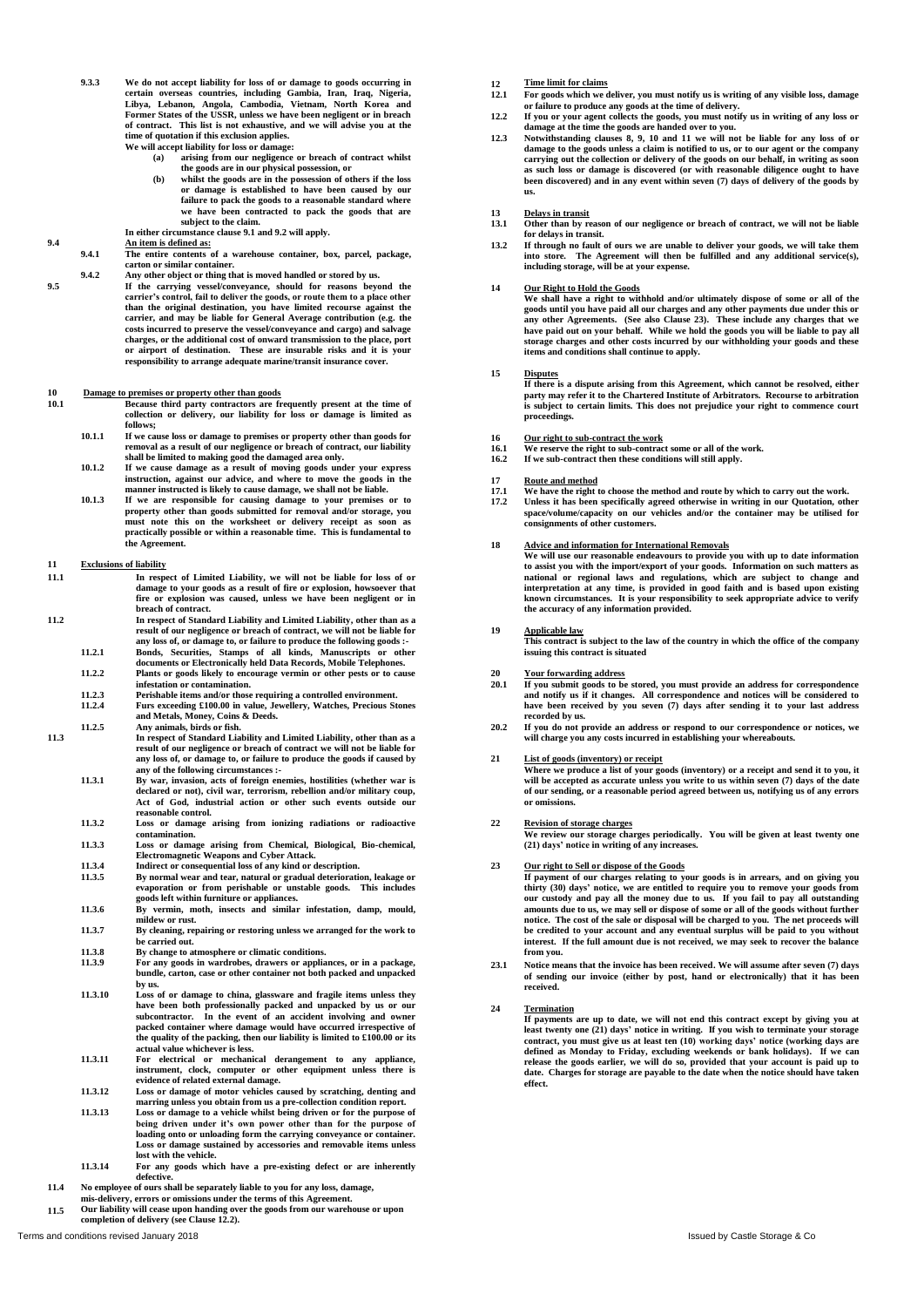**9.3.3** **We do not accept liability for loss of or damage to goods occurring in certain overseas countries, including Gambia, Iran, Iraq, Nigeria, Libya, Lebanon, Angola, Cambodia, Vietnam, North Korea and Former States of the USSR, unless we have been negligent or in breach of contract. This list is not exhaustive, and we will advise you at the time of quotation if this exclusion applies.**

**We will accept liability for loss or damage:**

**(a)** **arising from our negligence or breach of contract whilst the goods are in our physical possession, or**

**(b)** **whilst the goods are in the possession of others if the loss or damage is established to have been caused by our failure to pack the goods to a reasonable standard where we have been contracted to pack the goods that are subject to the claim.**

**In either circumstance clause 9.1 and 9.2 will apply.**

**9.4** **An item is defined as:**

**9.4.1** **The entire contents of a warehouse container, box, parcel, package, carton or similar container.**

**9.4.2** **Any other object or thing that is moved handled or stored by us.**

**9.5** **If the carrying vessel/conveyance, should for reasons beyond the carrier's control, fail to deliver the goods, or route them to a place other than the original destination, you have limited recourse against the carrier, and may be liable for General Average contribution (e.g. the costs incurred to preserve the vessel/conveyance and cargo) and salvage charges, or the additional cost of onward transmission to the place, port or airport of destination. These are insurable risks and it is your responsibility to arrange adequate marine/transit insurance cover.**

## 10 Damage to premises or property other than goods

**10.1** **Because third party contractors are frequently present at the time of collection or delivery, our liability for loss or damage is limited as follows;**

**10.1.1** **If we cause loss or damage to premises or property other than goods for removal as a result of our negligence or breach of contract, our liability shall be limited to making good the damaged area only.**

**10.1.2** **If we cause damage as a result of moving goods under your express instruction, against our advice, and where to move the goods in the manner instructed is likely to cause damage, we shall not be liable.**

**10.1.3** **If we are responsible for causing damage to your premises or to property other than goods submitted for removal and/or storage, you must note this on the worksheet or delivery receipt as soon as practically possible or within a reasonable time. This is fundamental to the Agreement.**

## 11 Exclusions of liability

**11.1** **In respect of Limited Liability, we will not be liable for loss of or damage to your goods as a result of fire or explosion, howsoever that fire or explosion was caused, unless we have been negligent or in breach of contract.**

**11.2** **In respect of Standard Liability and Limited Liability, other than as a result of our negligence or breach of contract, we will not be liable for any loss of, or damage to, or failure to produce the following goods :-**

**11.2.1** **Bonds, Securities, Stamps of all kinds, Manuscripts or other documents or Electronically held Data Records, Mobile Telephones.**

**11.2.2** **Plants or goods likely to encourage vermin or other pests or to cause infestation or contamination.**

**11.2.3** **Perishable items and/or those requiring a controlled environment.**

**11.2.4** **Furs exceeding £100.00 in value, Jewellery, Watches, Precious Stones and Metals, Money, Coins & Deeds.**

**11.2.5** **Any animals, birds or fish.**

**11.3** **In respect of Standard Liability and Limited Liability, other than as a result of our negligence or breach of contract we will not be liable for any loss of, or damage to, or failure to produce the goods if caused by any of the following circumstances :-**

**11.3.1** **By war, invasion, acts of foreign enemies, hostilities (whether war is declared or not), civil war, terrorism, rebellion and/or military coup, Act of God, industrial action or other such events outside our reasonable control.**

**11.3.2** **Loss or damage arising from ionizing radiations or radioactive contamination.**

**11.3.3** **Loss or damage arising from Chemical, Biological, Bio-chemical, Electromagnetic Weapons and Cyber Attack.**

**11.3.4** **Indirect or consequential loss of any kind or description.**

**11.3.5** **By normal wear and tear, natural or gradual deterioration, leakage or evaporation or from perishable or unstable goods. This includes goods left within furniture or appliances.**

**11.3.6** **By vermin, moth, insects and similar infestation, damp, mould, mildew or rust.**

**11.3.7** **By cleaning, repairing or restoring unless we arranged for the work to be carried out.**

**11.3.8** **By change to atmosphere or climatic conditions.**

**11.3.9** **For any goods in wardrobes, drawers or appliances, or in a package, bundle, carton, case or other container not both packed and unpacked by us.**

**11.3.10** **Loss of or damage to china, glassware and fragile items unless they have been both professionally packed and unpacked by us or our subcontractor. In the event of an accident involving and owner packed container where damage would have occurred irrespective of the quality of the packing, then our liability is limited to £100.00 or its actual value whichever is less.**

**11.3.11** **For electrical or mechanical derangement to any appliance, instrument, clock, computer or other equipment unless there is evidence of related external damage.**

**11.3.12** **Loss or damage of motor vehicles caused by scratching, denting and marring unless you obtain from us a pre-collection condition report.**

**11.3.13** **Loss or damage to a vehicle whilst being driven or for the purpose of being driven under it's own power other than for the purpose of loading onto or unloading form the carrying conveyance or container. Loss or damage sustained by accessories and removable items unless lost with the vehicle.**

**11.3.14** **For any goods which have a pre-existing defect or are inherently defective.**

**11.4** **No employee of ours shall be separately liable to you for any loss, damage, mis-delivery, errors or omissions under the terms of this Agreement.**

**11.5** **Our liability will cease upon handing over the goods from our warehouse or upon completion of delivery (see Clause 12.2).**

## 12 Time limit for claims

**12.1** **For goods which we deliver, you must notify us is writing of any visible loss, damage or failure to produce any goods at the time of delivery.**

**12.2** **If you or your agent collects the goods, you must notify us in writing of any loss or damage at the time the goods are handed over to you.**

**12.3** **Notwithstanding clauses 8, 9, 10 and 11 we will not be liable for any loss of or damage to the goods unless a claim is notified to us, or to our agent or the company carrying out the collection or delivery of the goods on our behalf, in writing as soon as such loss or damage is discovered (or with reasonable diligence ought to have been discovered) and in any event within seven (7) days of delivery of the goods by us.**

## 13 Delays in transit

**13.1** **Other than by reason of our negligence or breach of contract, we will not be liable for delays in transit.**

**13.2** **If through no fault of ours we are unable to deliver your goods, we will take them into store. The Agreement will then be fulfilled and any additional service(s), including storage, will be at your expense.**

## 14 Our Right to Hold the Goods

**We shall have a right to withhold and/or ultimately dispose of some or all of the goods until you have paid all our charges and any other payments due under this or any other Agreements. (See also Clause 23). These include any charges that we have paid out on your behalf. While we hold the goods you will be liable to pay all storage charges and other costs incurred by our withholding your goods and these items and conditions shall continue to apply.**

## 15 Disputes

**If there is a dispute arising from this Agreement, which cannot be resolved, either party may refer it to the Chartered Institute of Arbitrators. Recourse to arbitration is subject to certain limits. This does not prejudice your right to commence court proceedings.**

## 16 Our right to sub-contract the work

**16.1** **We reserve the right to sub-contract some or all of the work.**

**16.2** **If we sub-contract then these conditions will still apply.**

## 17 Route and method

**17.1** **We have the right to choose the method and route by which to carry out the work.**

**17.2** **Unless it has been specifically agreed otherwise in writing in our Quotation, other space/volume/capacity on our vehicles and/or the container may be utilised for consignments of other customers.**

## 18 Advice and information for International Removals

**We will use our reasonable endeavours to provide you with up to date information to assist you with the import/export of your goods. Information on such matters as national or regional laws and regulations, which are subject to change and interpretation at any time, is provided in good faith and is based upon existing known circumstances. It is your responsibility to seek appropriate advice to verify the accuracy of any information provided.**

## 19 Applicable law

**This contract is subject to the law of the country in which the office of the company issuing this contract is situated**

## 20 Your forwarding address

**20.1** **If you submit goods to be stored, you must provide an address for correspondence and notify us if it changes. All correspondence and notices will be considered to have been received by you seven (7) days after sending it to your last address recorded by us.**

**20.2** **If you do not provide an address or respond to our correspondence or notices, we will charge you any costs incurred in establishing your whereabouts.**

## 21 List of goods (inventory) or receipt

**Where we produce a list of your goods (inventory) or a receipt and send it to you, it will be accepted as accurate unless you write to us within seven (7) days of the date of our sending, or a reasonable period agreed between us, notifying us of any errors or omissions.**

## 22 Revision of storage charges

**We review our storage charges periodically. You will be given at least twenty one (21) days' notice in writing of any increases.**

## 23 Our right to Sell or dispose of the Goods

**If payment of our charges relating to your goods is in arrears, and on giving you thirty (30) days' notice, we are entitled to require you to remove your goods from our custody and pay all the money due to us. If you fail to pay all outstanding amounts due to us, we may sell or dispose of some or all of the goods without further notice. The cost of the sale or disposal will be charged to you. The net proceeds will be credited to your account and any eventual surplus will be paid to you without interest. If the full amount due is not received, we may seek to recover the balance from you.**

**23.1** **Notice means that the invoice has been received. We will assume after seven (7) days of sending our invoice (either by post, hand or electronically) that it has been received.**

## 24 Termination

**If payments are up to date, we will not end this contract except by giving you at least twenty one (21) days' notice in writing. If you wish to terminate your storage contract, you must give us at least ten (10) working days' notice (working days are defined as Monday to Friday, excluding weekends or bank holidays). If we can release the goods earlier, we will do so, provided that your account is paid up to date. Charges for storage are payable to the date when the notice should have taken effect.**

Terms and conditions revised January 2018

Issued by Castle Storage & Co